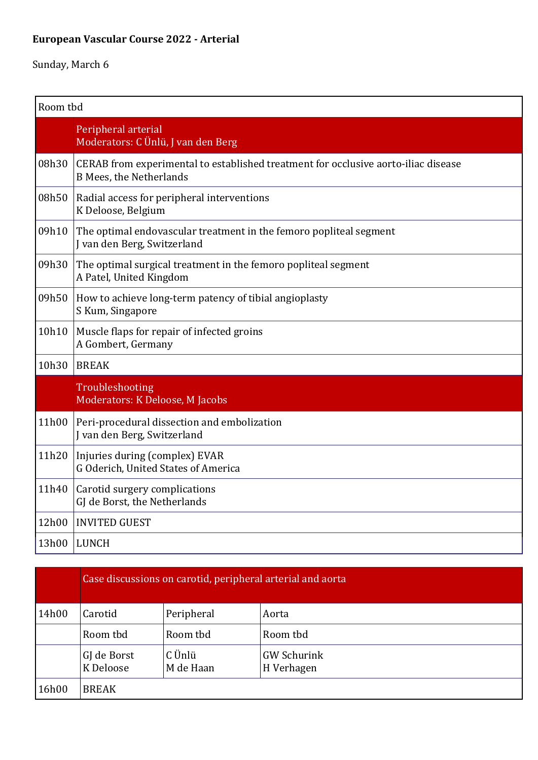**European Vascular Course 2022 - Arterial**

Sunday, March 6

| Room tbd | |
|---|---|
| | Peripheral arterial<br>Moderators: C Ünlü, J van den Berg |
| 08h30 | CERAB from experimental to established treatment for occlusive aorto-iliac disease<br>B Mees, the Netherlands |
| 08h50 | Radial access for peripheral interventions<br>K Deloose, Belgium |
| 09h10 | The optimal endovascular treatment in the femoro popliteal segment<br>J van den Berg, Switzerland |
| 09h30 | The optimal surgical treatment in the femoro popliteal segment<br>A Patel, United Kingdom |
| 09h50 | How to achieve long-term patency of tibial angioplasty<br>S Kum, Singapore |
| 10h10 | Muscle flaps for repair of infected groins<br>A Gombert, Germany |
| 10h30 | BREAK |
| | Troubleshooting<br>Moderators: K Deloose, M Jacobs |
| 11h00 | Peri-procedural dissection and embolization<br>J van den Berg, Switzerland |
| 11h20 | Injuries during (complex) EVAR<br>G Oderich, United States of America |
| 11h40 | Carotid surgery complications<br>GJ de Borst, the Netherlands |
| 12h00 | INVITED GUEST |
| 13h00 | LUNCH |

| | Case discussions on carotid, peripheral arterial and aorta | | |
|---|---|---|---|
| 14h00 | Carotid | Peripheral | Aorta |
| | Room tbd | Room tbd | Room tbd |
| | GJ de Borst<br>K Deloose | C Ünlü<br>M de Haan | GW Schurink<br>H Verhagen |
| 16h00 | BREAK | | |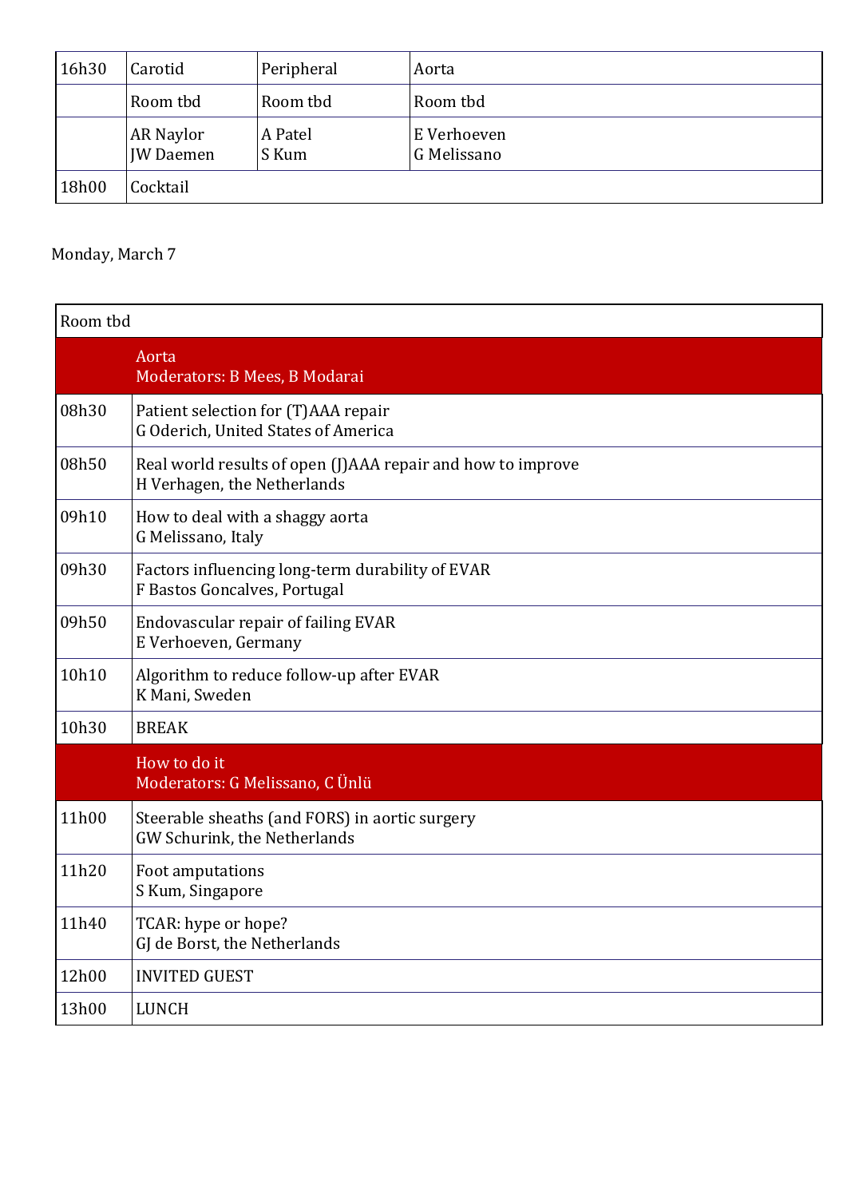| 16h30 | Carotid | Peripheral | Aorta |
|---|---|---|---|
| | Room tbd | Room tbd | Room tbd |
| | AR Naylor<br>JW Daemen | A Patel<br>S Kum | E Verhoeven<br>G Melissano |
| 18h00 | Cocktail | | |

Monday, March 7

| Room tbd | |
|---|---|
| | **Aorta**<br>**Moderators: B Mees, B Modarai** |
| 08h30 | Patient selection for (T)AAA repair<br>G Oderich, United States of America |
| 08h50 | Real world results of open (J)AAA repair and how to improve<br>H Verhagen, the Netherlands |
| 09h10 | How to deal with a shaggy aorta<br>G Melissano, Italy |
| 09h30 | Factors influencing long-term durability of EVAR<br>F Bastos Goncalves, Portugal |
| 09h50 | Endovascular repair of failing EVAR<br>E Verhoeven, Germany |
| 10h10 | Algorithm to reduce follow-up after EVAR<br>K Mani, Sweden |
| 10h30 | BREAK |
| | **How to do it**<br>**Moderators: G Melissano, C Ünlü** |
| 11h00 | Steerable sheaths (and FORS) in aortic surgery<br>GW Schurink, the Netherlands |
| 11h20 | Foot amputations<br>S Kum, Singapore |
| 11h40 | TCAR: hype or hope?<br>GJ de Borst, the Netherlands |
| 12h00 | INVITED GUEST |
| 13h00 | LUNCH |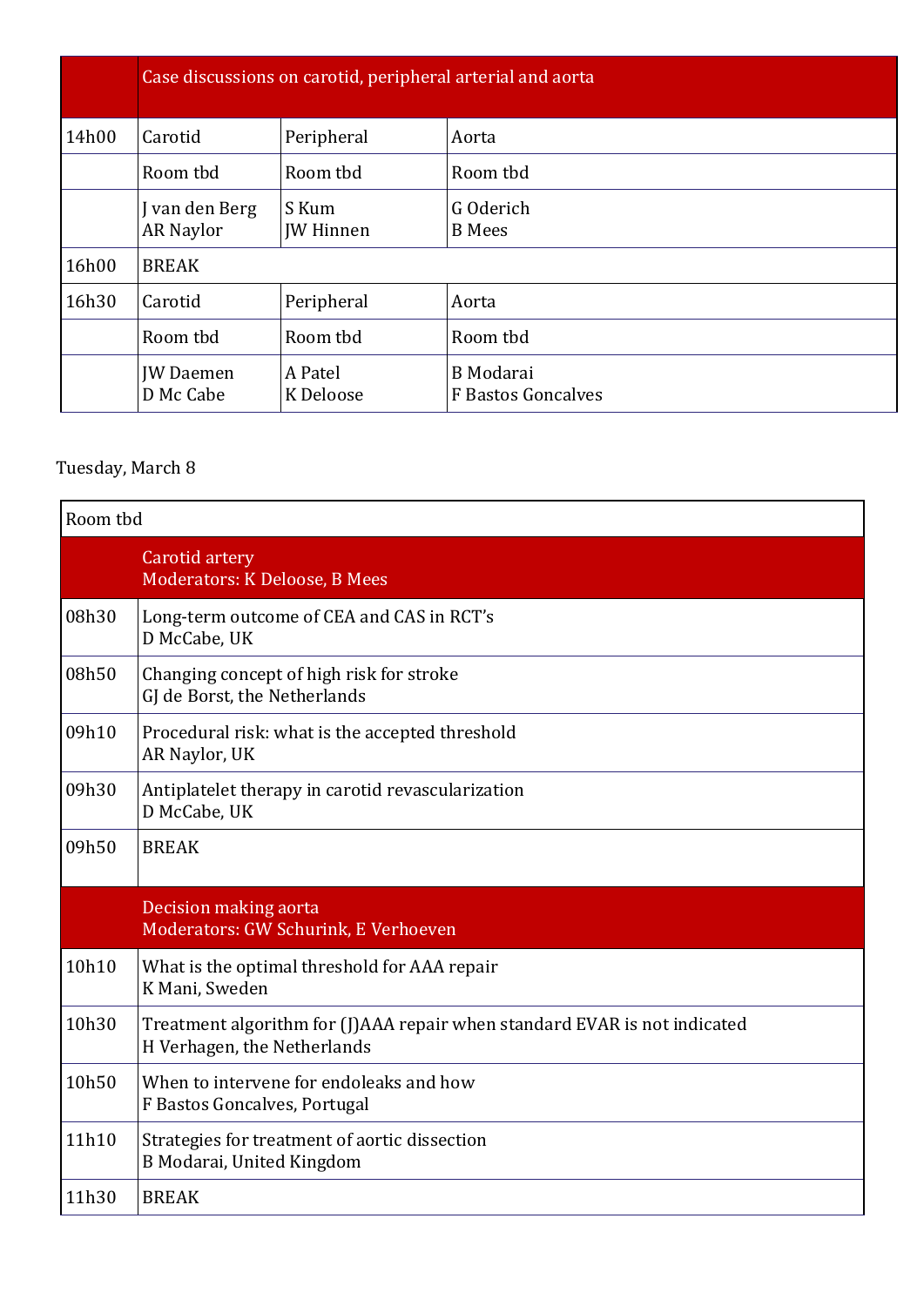| | Case discussions on carotid, peripheral arterial and aorta | | |
|---|---|---|---|
| 14h00 | Carotid | Peripheral | Aorta |
| | Room tbd | Room tbd | Room tbd |
| | J van den Berg<br>AR Naylor | S Kum<br>JW Hinnen | G Oderich<br>B Mees |
| 16h00 | BREAK | | |
| 16h30 | Carotid | Peripheral | Aorta |
| | Room tbd | Room tbd | Room tbd |
| | JW Daemen<br>D Mc Cabe | A Patel<br>K Deloose | B Modarai<br>F Bastos Goncalves |

Tuesday, March 8

| Room tbd | |
|---|---|
| | **Carotid artery**<br>Moderators: K Deloose, B Mees |
| 08h30 | Long-term outcome of CEA and CAS in RCT's<br>D McCabe, UK |
| 08h50 | Changing concept of high risk for stroke<br>GJ de Borst, the Netherlands |
| 09h10 | Procedural risk: what is the accepted threshold<br>AR Naylor, UK |
| 09h30 | Antiplatelet therapy in carotid revascularization<br>D McCabe, UK |
| 09h50 | BREAK |
| | **Decision making aorta**<br>Moderators: GW Schurink, E Verhoeven |
| 10h10 | What is the optimal threshold for AAA repair<br>K Mani, Sweden |
| 10h30 | Treatment algorithm for (J)AAA repair when standard EVAR is not indicated<br>H Verhagen, the Netherlands |
| 10h50 | When to intervene for endoleaks and how<br>F Bastos Goncalves, Portugal |
| 11h10 | Strategies for treatment of aortic dissection<br>B Modarai, United Kingdom |
| 11h30 | BREAK |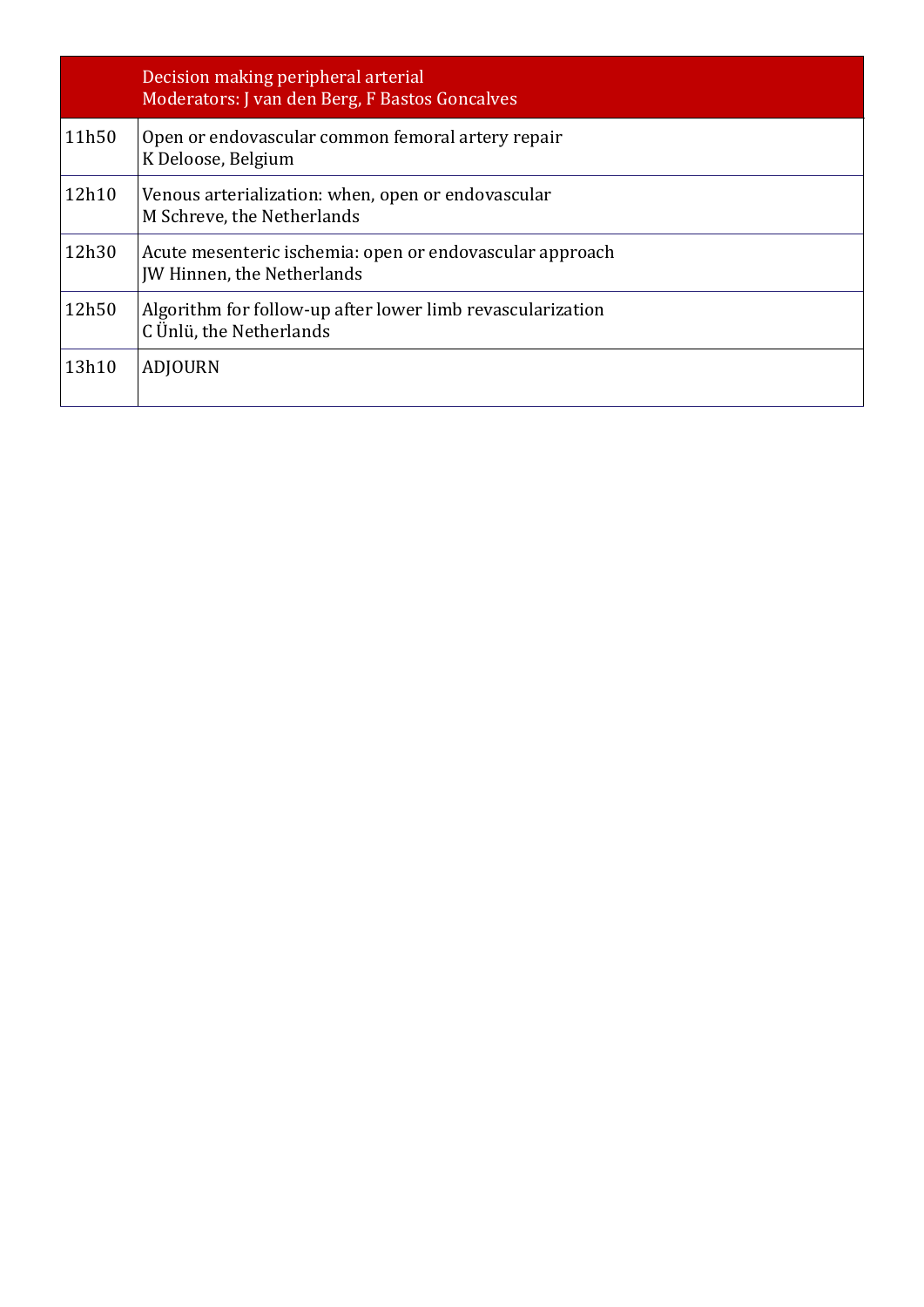| | Decision making peripheral arterial<br>Moderators: J van den Berg, F Bastos Goncalves |
|---|---|
| 11h50 | Open or endovascular common femoral artery repair<br>K Deloose, Belgium |
| 12h10 | Venous arterialization: when, open or endovascular<br>M Schreve, the Netherlands |
| 12h30 | Acute mesenteric ischemia: open or endovascular approach<br>JW Hinnen, the Netherlands |
| 12h50 | Algorithm for follow-up after lower limb revascularization<br>C Ünlü, the Netherlands |
| 13h10 | ADJOURN |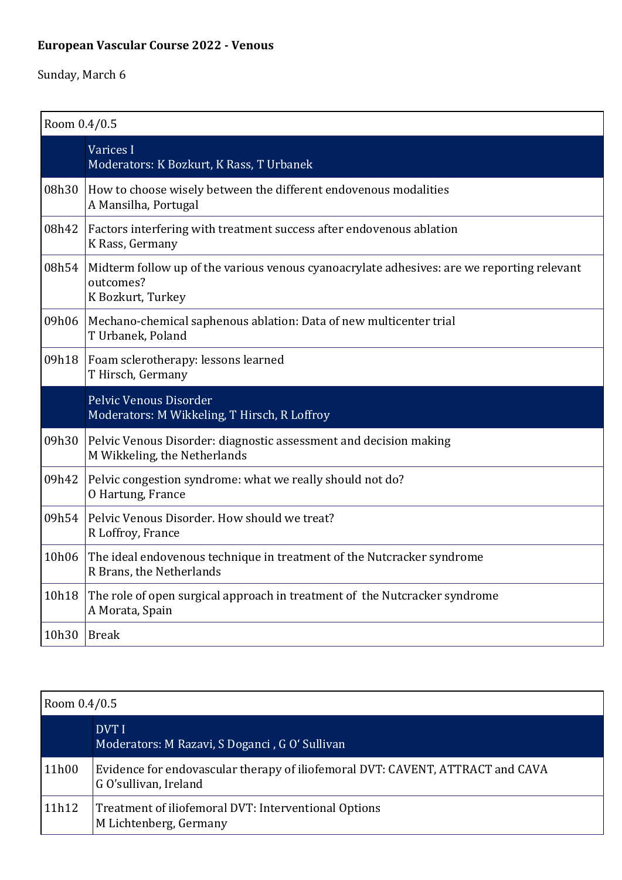**European Vascular Course 2022 - Venous**

Sunday, March 6

| Room 0.4/0.5 | |
|---|---|
| | Varices I<br>Moderators: K Bozkurt, K Rass, T Urbanek |
| 08h30 | How to choose wisely between the different endovenous modalities<br>A Mansilha, Portugal |
| 08h42 | Factors interfering with treatment success after endovenous ablation<br>K Rass, Germany |
| 08h54 | Midterm follow up of the various venous cyanoacrylate adhesives: are we reporting relevant outcomes?<br>K Bozkurt, Turkey |
| 09h06 | Mechano-chemical saphenous ablation: Data of new multicenter trial<br>T Urbanek, Poland |
| 09h18 | Foam sclerotherapy: lessons learned<br>T Hirsch, Germany |
| | Pelvic Venous Disorder<br>Moderators: M Wikkeling, T Hirsch, R Loffroy |
| 09h30 | Pelvic Venous Disorder: diagnostic assessment and decision making<br>M Wikkeling, the Netherlands |
| 09h42 | Pelvic congestion syndrome: what we really should not do?<br>O Hartung, France |
| 09h54 | Pelvic Venous Disorder. How should we treat?<br>R Loffroy, France |
| 10h06 | The ideal endovenous technique in treatment of the Nutcracker syndrome<br>R Brans, the Netherlands |
| 10h18 | The role of open surgical approach in treatment of the Nutcracker syndrome<br>A Morata, Spain |
| 10h30 | Break |

| Room 0.4/0.5 | |
|---|---|
| | DVT I<br>Moderators: M Razavi, S Doganci , G O' Sullivan |
| 11h00 | Evidence for endovascular therapy of iliofemoral DVT: CAVENT, ATTRACT and CAVA<br>G O'sullivan, Ireland |
| 11h12 | Treatment of iliofemoral DVT: Interventional Options<br>M Lichtenberg, Germany |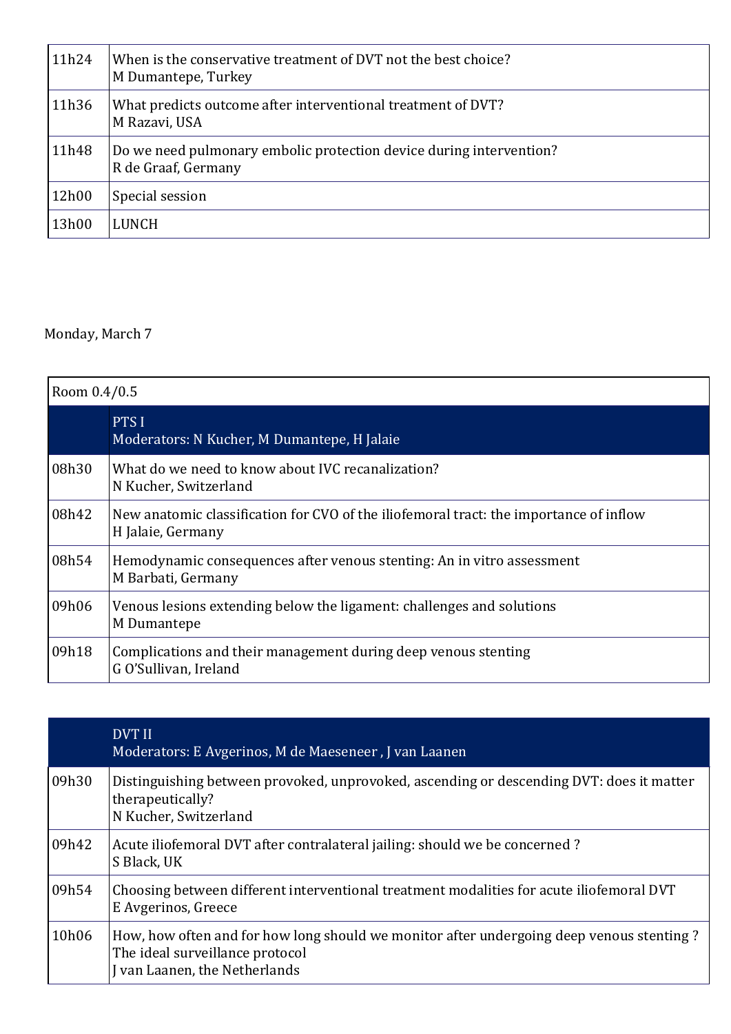| | |
|---|---|
| 11h24 | When is the conservative treatment of DVT not the best choice?<br>M Dumantepe, Turkey |
| 11h36 | What predicts outcome after interventional treatment of DVT?<br>M Razavi, USA |
| 11h48 | Do we need pulmonary embolic protection device during intervention?<br>R de Graaf, Germany |
| 12h00 | Special session |
| 13h00 | LUNCH |

Monday, March 7

| Room 0.4/0.5 | |
|---|---|
| | **PTS I**<br>**Moderators: N Kucher, M Dumantepe, H Jalaie** |
| 08h30 | What do we need to know about IVC recanalization?<br>N Kucher, Switzerland |
| 08h42 | New anatomic classification for CVO of the iliofemoral tract: the importance of inflow<br>H Jalaie, Germany |
| 08h54 | Hemodynamic consequences after venous stenting: An in vitro assessment<br>M Barbati, Germany |
| 09h06 | Venous lesions extending below the ligament: challenges and solutions<br>M Dumantepe |
| 09h18 | Complications and their management during deep venous stenting<br>G O'Sullivan, Ireland |

| | |
|---|---|
| | **DVT II**<br>**Moderators: E Avgerinos, M de Maeseneer , J van Laanen** |
| 09h30 | Distinguishing between provoked, unprovoked, ascending or descending DVT: does it matter therapeutically?<br>N Kucher, Switzerland |
| 09h42 | Acute iliofemoral DVT after contralateral jailing: should we be concerned ?<br>S Black, UK |
| 09h54 | Choosing between different interventional treatment modalities for acute iliofemoral DVT<br>E Avgerinos, Greece |
| 10h06 | How, how often and for how long should we monitor after undergoing deep venous stenting ? The ideal surveillance protocol<br>J van Laanen, the Netherlands |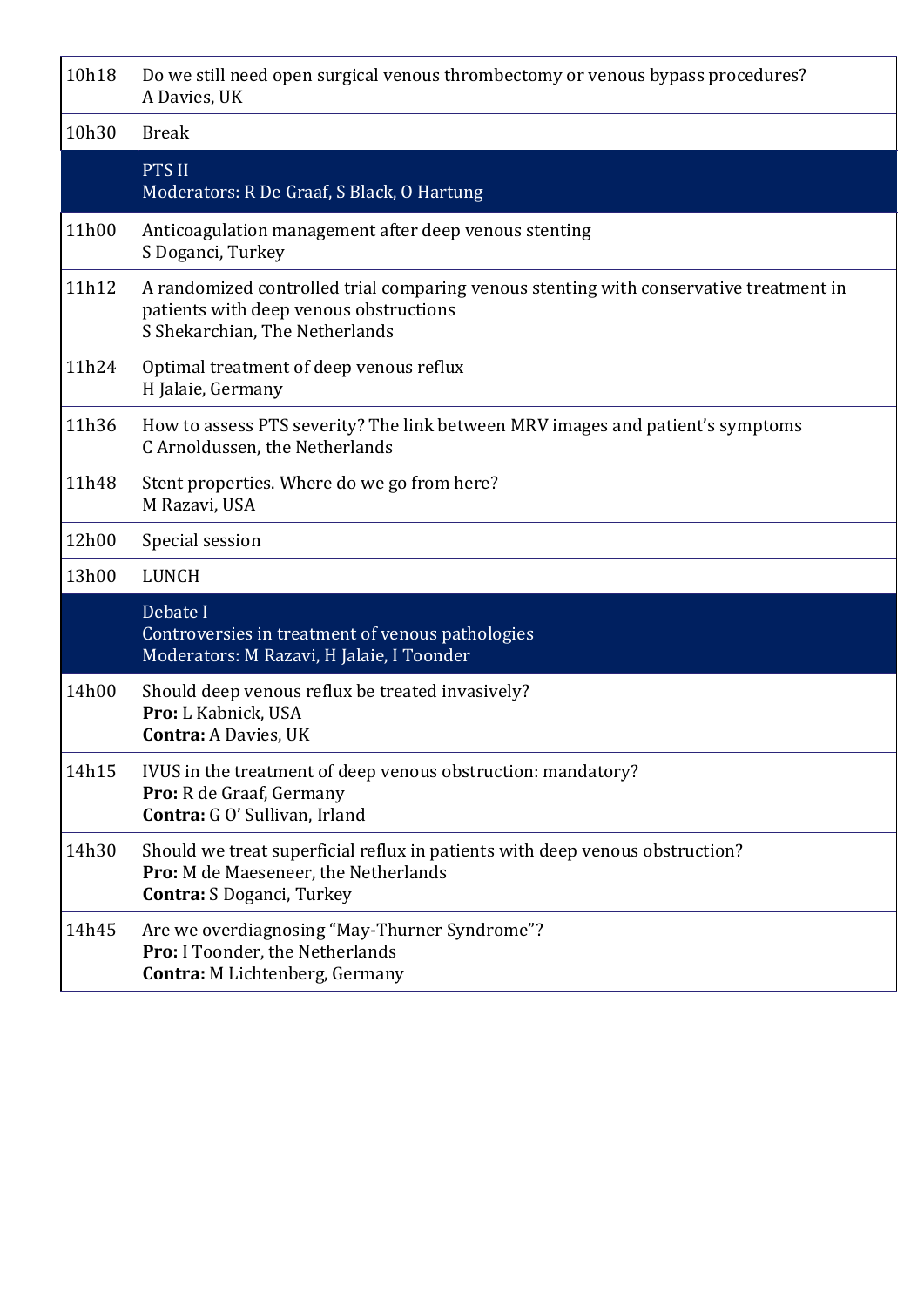| | |
|---|---|
| 10h18 | Do we still need open surgical venous thrombectomy or venous bypass procedures?<br>A Davies, UK |
| 10h30 | Break |
| | PTS II<br>Moderators: R De Graaf, S Black, O Hartung |
| 11h00 | Anticoagulation management after deep venous stenting<br>S Doganci, Turkey |
| 11h12 | A randomized controlled trial comparing venous stenting with conservative treatment in patients with deep venous obstructions<br>S Shekarchian, The Netherlands |
| 11h24 | Optimal treatment of deep venous reflux<br>H Jalaie, Germany |
| 11h36 | How to assess PTS severity? The link between MRV images and patient's symptoms<br>C Arnoldussen, the Netherlands |
| 11h48 | Stent properties. Where do we go from here?<br>M Razavi, USA |
| 12h00 | Special session |
| 13h00 | LUNCH |
| | Debate I<br>Controversies in treatment of venous pathologies<br>Moderators: M Razavi, H Jalaie, I Toonder |
| 14h00 | Should deep venous reflux be treated invasively?<br>**Pro:** L Kabnick, USA<br>**Contra:** A Davies, UK |
| 14h15 | IVUS in the treatment of deep venous obstruction: mandatory?<br>**Pro:** R de Graaf, Germany<br>**Contra:** G O' Sullivan, Irland |
| 14h30 | Should we treat superficial reflux in patients with deep venous obstruction?<br>**Pro:** M de Maeseneer, the Netherlands<br>**Contra:** S Doganci, Turkey |
| 14h45 | Are we overdiagnosing "May-Thurner Syndrome"?<br>**Pro:** I Toonder, the Netherlands<br>**Contra:** M Lichtenberg, Germany |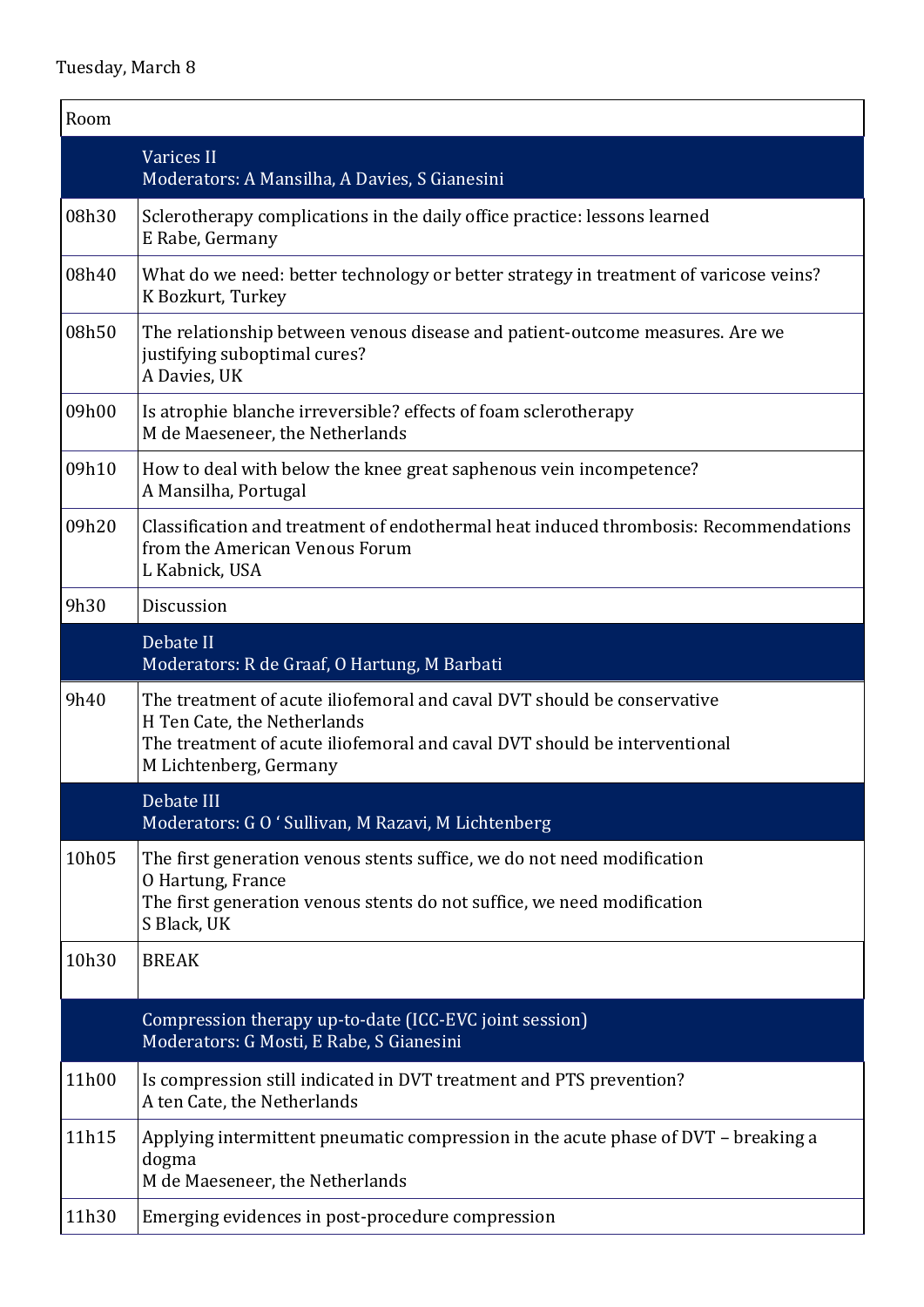Tuesday, March 8

| Room | |
|---|---|
| | **Varices II**<br>Moderators: A Mansilha, A Davies, S Gianesini |
| 08h30 | Sclerotherapy complications in the daily office practice: lessons learned<br>E Rabe, Germany |
| 08h40 | What do we need: better technology or better strategy in treatment of varicose veins?<br>K Bozkurt, Turkey |
| 08h50 | The relationship between venous disease and patient-outcome measures. Are we justifying suboptimal cures?<br>A Davies, UK |
| 09h00 | Is atrophie blanche irreversible? effects of foam sclerotherapy<br>M de Maeseneer, the Netherlands |
| 09h10 | How to deal with below the knee great saphenous vein incompetence?<br>A Mansilha, Portugal |
| 09h20 | Classification and treatment of endothermal heat induced thrombosis: Recommendations from the American Venous Forum<br>L Kabnick, USA |
| 9h30 | Discussion |
| | **Debate II**<br>Moderators: R de Graaf, O Hartung, M Barbati |
| 9h40 | The treatment of acute iliofemoral and caval DVT should be conservative<br>H Ten Cate, the Netherlands<br>The treatment of acute iliofemoral and caval DVT should be interventional<br>M Lichtenberg, Germany |
| | **Debate III**<br>Moderators: G O ' Sullivan, M Razavi, M Lichtenberg |
| 10h05 | The first generation venous stents suffice, we do not need modification<br>O Hartung, France<br>The first generation venous stents do not suffice, we need modification<br>S Black, UK |
| 10h30 | BREAK |
| | **Compression therapy up-to-date (ICC-EVC joint session)**<br>Moderators: G Mosti, E Rabe, S Gianesini |
| 11h00 | Is compression still indicated in DVT treatment and PTS prevention?<br>A ten Cate, the Netherlands |
| 11h15 | Applying intermittent pneumatic compression in the acute phase of DVT – breaking a dogma<br>M de Maeseneer, the Netherlands |
| 11h30 | Emerging evidences in post-procedure compression |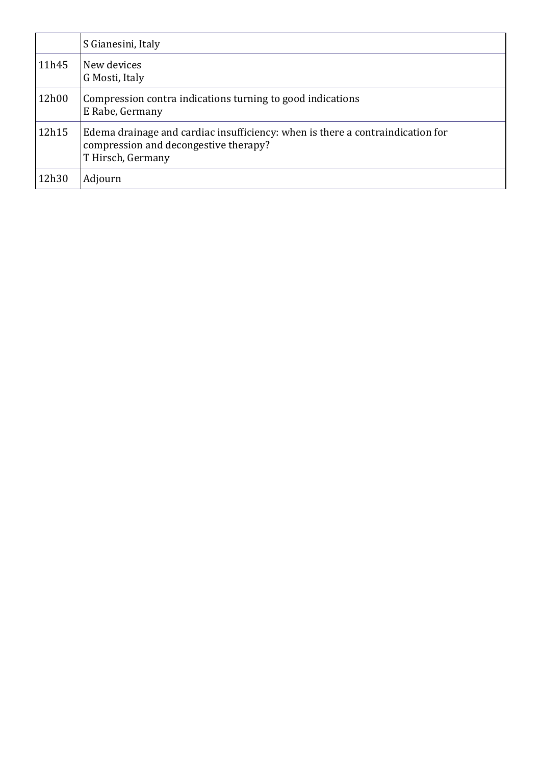|  |  |
|---|---|
|  | S Gianesini, Italy |
| 11h45 | New devices<br>G Mosti, Italy |
| 12h00 | Compression contra indications turning to good indications<br>E Rabe, Germany |
| 12h15 | Edema drainage and cardiac insufficiency: when is there a contraindication for compression and decongestive therapy?<br>T Hirsch, Germany |
| 12h30 | Adjourn |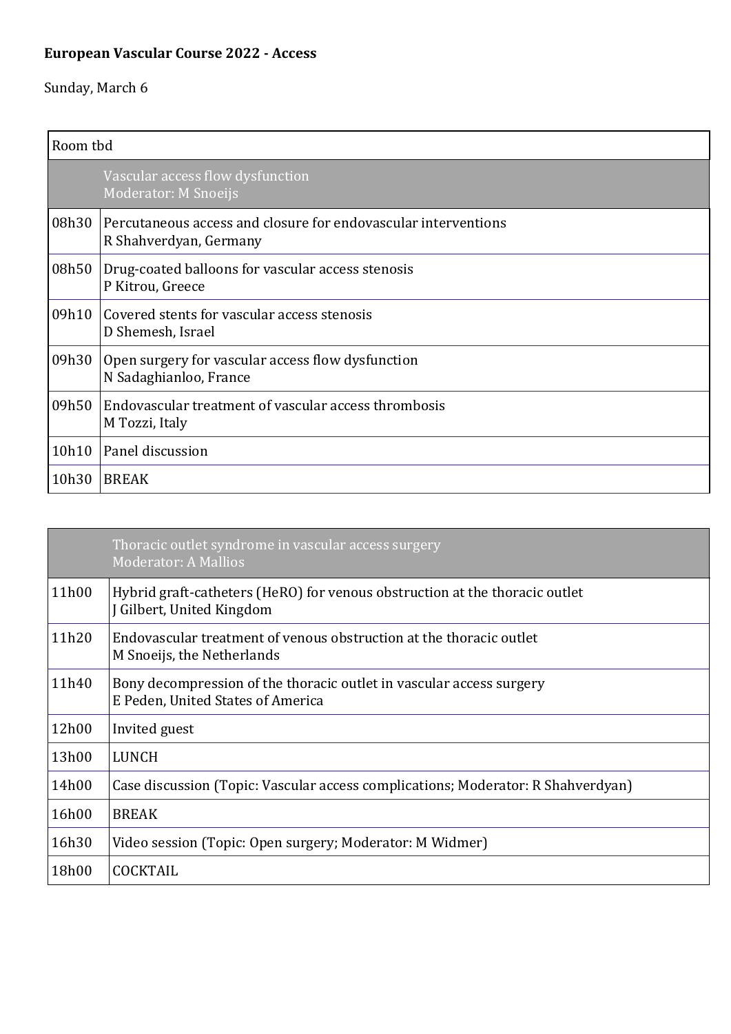**European Vascular Course 2022 - Access**

Sunday, March 6

| Room tbd | |
|---|---|
| | Vascular access flow dysfunction<br>Moderator: M Snoeijs |
| 08h30 | Percutaneous access and closure for endovascular interventions<br>R Shahverdyan, Germany |
| 08h50 | Drug-coated balloons for vascular access stenosis<br>P Kitrou, Greece |
| 09h10 | Covered stents for vascular access stenosis<br>D Shemesh, Israel |
| 09h30 | Open surgery for vascular access flow dysfunction<br>N Sadaghianloo, France |
| 09h50 | Endovascular treatment of vascular access thrombosis<br>M Tozzi, Italy |
| 10h10 | Panel discussion |
| 10h30 | BREAK |

| | Thoracic outlet syndrome in vascular access surgery<br>Moderator: A Mallios |
|---|---|
| 11h00 | Hybrid graft-catheters (HeRO) for venous obstruction at the thoracic outlet<br>J Gilbert, United Kingdom |
| 11h20 | Endovascular treatment of venous obstruction at the thoracic outlet<br>M Snoeijs, the Netherlands |
| 11h40 | Bony decompression of the thoracic outlet in vascular access surgery<br>E Peden, United States of America |
| 12h00 | Invited guest |
| 13h00 | LUNCH |
| 14h00 | Case discussion (Topic: Vascular access complications; Moderator: R Shahverdyan) |
| 16h00 | BREAK |
| 16h30 | Video session (Topic: Open surgery; Moderator: M Widmer) |
| 18h00 | COCKTAIL |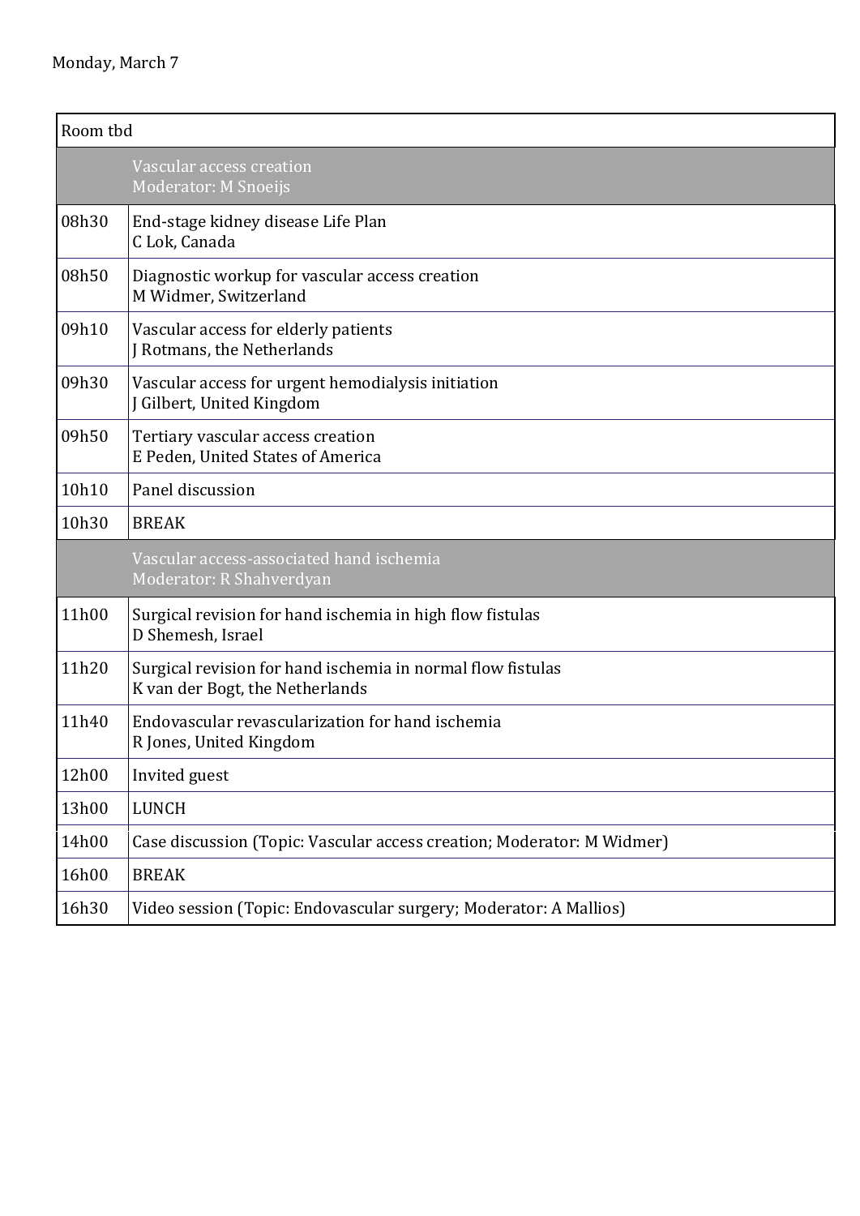Monday, March 7

| Room tbd | |
|---|---|
| | **Vascular access creation**<br>Moderator: M Snoeijs |
| 08h30 | End-stage kidney disease Life Plan<br>C Lok, Canada |
| 08h50 | Diagnostic workup for vascular access creation<br>M Widmer, Switzerland |
| 09h10 | Vascular access for elderly patients<br>J Rotmans, the Netherlands |
| 09h30 | Vascular access for urgent hemodialysis initiation<br>J Gilbert, United Kingdom |
| 09h50 | Tertiary vascular access creation<br>E Peden, United States of America |
| 10h10 | Panel discussion |
| 10h30 | BREAK |
| | **Vascular access-associated hand ischemia**<br>Moderator: R Shahverdyan |
| 11h00 | Surgical revision for hand ischemia in high flow fistulas<br>D Shemesh, Israel |
| 11h20 | Surgical revision for hand ischemia in normal flow fistulas<br>K van der Bogt, the Netherlands |
| 11h40 | Endovascular revascularization for hand ischemia<br>R Jones, United Kingdom |
| 12h00 | Invited guest |
| 13h00 | LUNCH |
| 14h00 | Case discussion (Topic: Vascular access creation; Moderator: M Widmer) |
| 16h00 | BREAK |
| 16h30 | Video session (Topic: Endovascular surgery; Moderator: A Mallios) |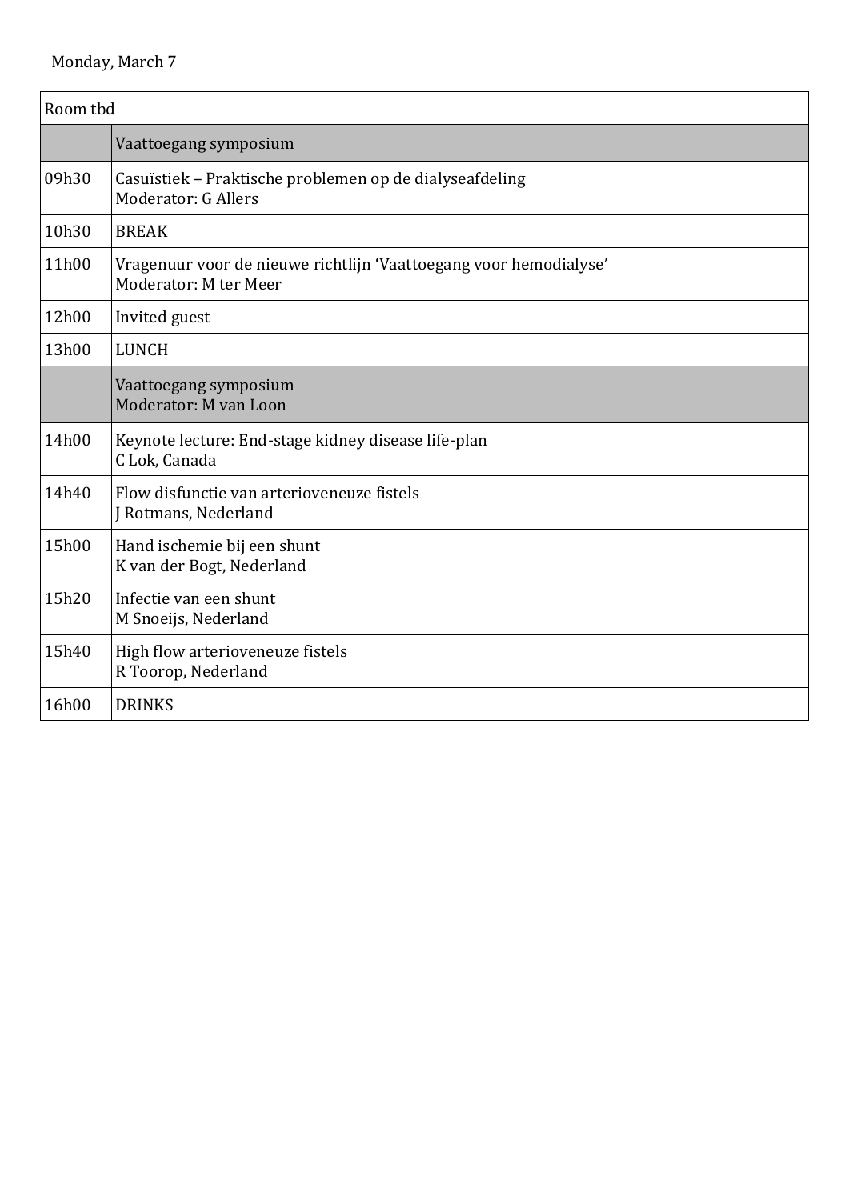Monday, March 7

| Room tbd | |
|---|---|
| | Vaattoegang symposium |
| 09h30 | Casuïstiek – Praktische problemen op de dialyseafdeling<br>Moderator: G Allers |
| 10h30 | BREAK |
| 11h00 | Vragenuur voor de nieuwe richtlijn 'Vaattoegang voor hemodialyse'<br>Moderator: M ter Meer |
| 12h00 | Invited guest |
| 13h00 | LUNCH |
| | Vaattoegang symposium<br>Moderator: M van Loon |
| 14h00 | Keynote lecture: End-stage kidney disease life-plan<br>C Lok, Canada |
| 14h40 | Flow disfunctie van arterioveneuze fistels<br>J Rotmans, Nederland |
| 15h00 | Hand ischemie bij een shunt<br>K van der Bogt, Nederland |
| 15h20 | Infectie van een shunt<br>M Snoeijs, Nederland |
| 15h40 | High flow arterioveneuze fistels<br>R Toorop, Nederland |
| 16h00 | DRINKS |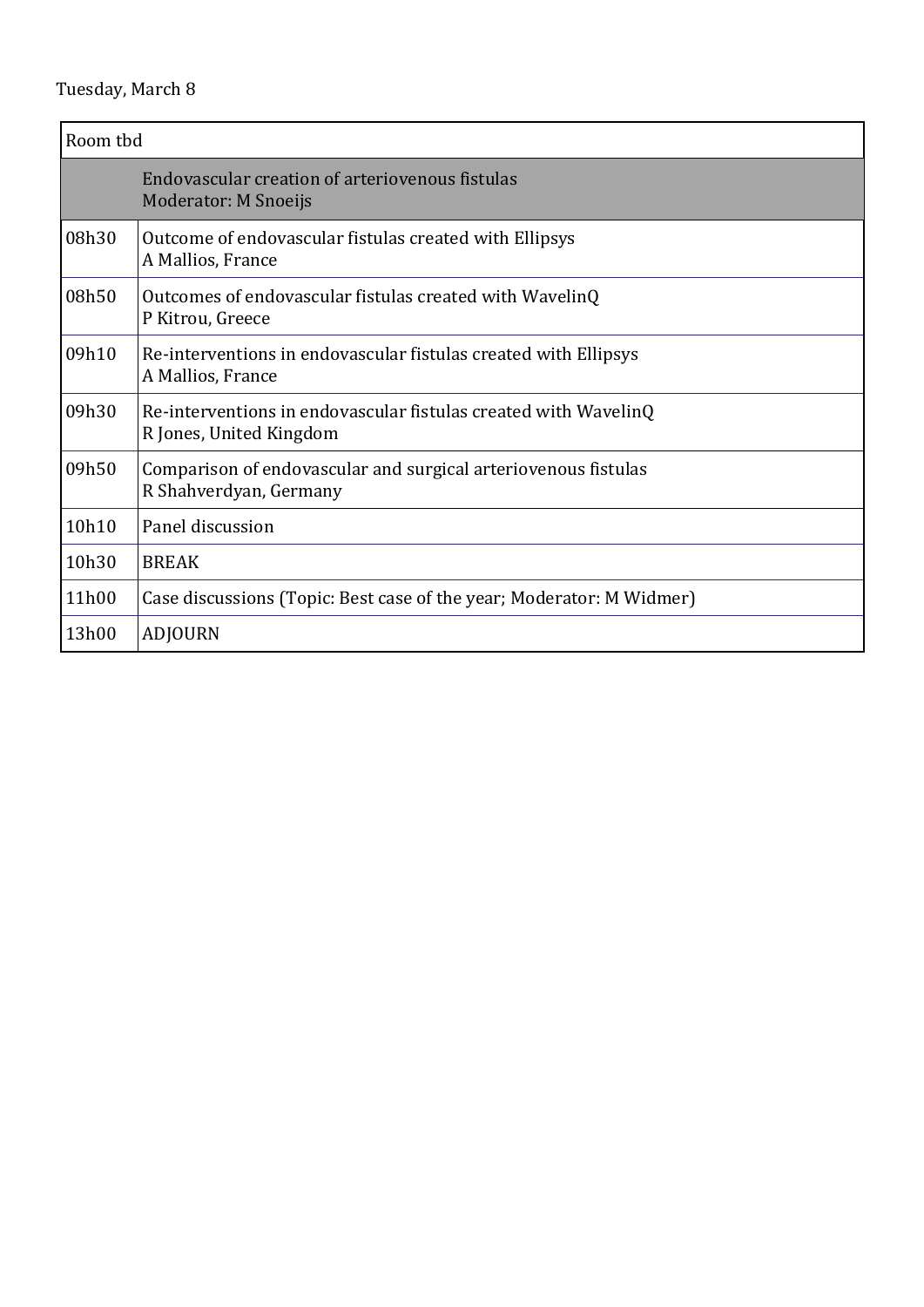Tuesday, March 8

| Room tbd | |
|---|---|
| | Endovascular creation of arteriovenous fistulas<br>Moderator: M Snoeijs |
| 08h30 | Outcome of endovascular fistulas created with Ellipsys<br>A Mallios, France |
| 08h50 | Outcomes of endovascular fistulas created with WavelinQ<br>P Kitrou, Greece |
| 09h10 | Re-interventions in endovascular fistulas created with Ellipsys<br>A Mallios, France |
| 09h30 | Re-interventions in endovascular fistulas created with WavelinQ<br>R Jones, United Kingdom |
| 09h50 | Comparison of endovascular and surgical arteriovenous fistulas<br>R Shahverdyan, Germany |
| 10h10 | Panel discussion |
| 10h30 | BREAK |
| 11h00 | Case discussions (Topic: Best case of the year; Moderator: M Widmer) |
| 13h00 | ADJOURN |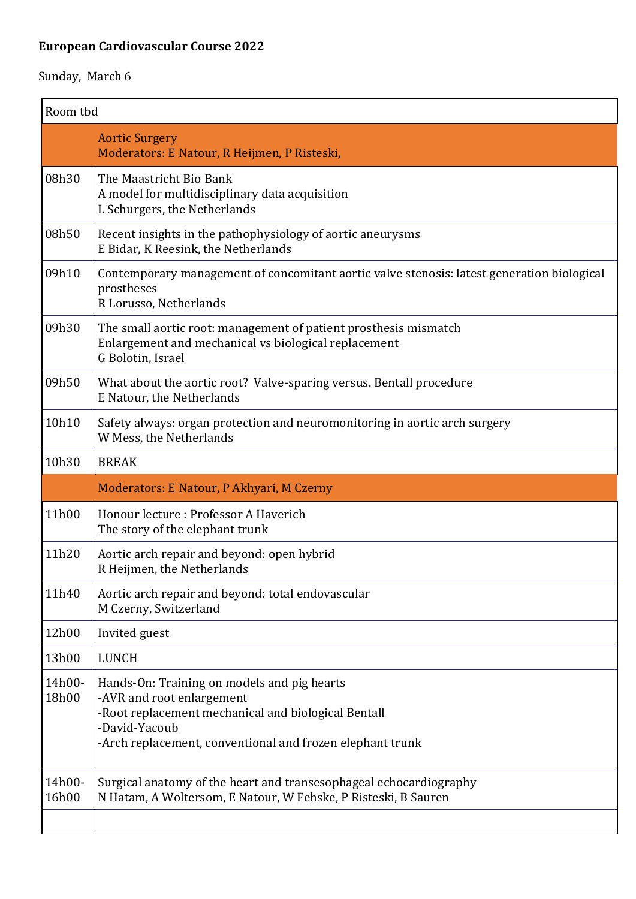**European Cardiovascular Course 2022**

Sunday, March 6

| Room tbd | |
|---|---|
| | Aortic Surgery<br>Moderators: E Natour, R Heijmen, P Risteski, |
| 08h30 | The Maastricht Bio Bank<br>A model for multidisciplinary data acquisition<br>L Schurgers, the Netherlands |
| 08h50 | Recent insights in the pathophysiology of aortic aneurysms<br>E Bidar, K Reesink, the Netherlands |
| 09h10 | Contemporary management of concomitant aortic valve stenosis: latest generation biological prostheses<br>R Lorusso, Netherlands |
| 09h30 | The small aortic root: management of patient prosthesis mismatch<br>Enlargement and mechanical vs biological replacement<br>G Bolotin, Israel |
| 09h50 | What about the aortic root? Valve-sparing versus. Bentall procedure<br>E Natour, the Netherlands |
| 10h10 | Safety always: organ protection and neuromonitoring in aortic arch surgery<br>W Mess, the Netherlands |
| 10h30 | BREAK |
| | Moderators: E Natour, P Akhyari, M Czerny |
| 11h00 | Honour lecture : Professor A Haverich<br>The story of the elephant trunk |
| 11h20 | Aortic arch repair and beyond: open hybrid<br>R Heijmen, the Netherlands |
| 11h40 | Aortic arch repair and beyond: total endovascular<br>M Czerny, Switzerland |
| 12h00 | Invited guest |
| 13h00 | LUNCH |
| 14h00-18h00 | Hands-On: Training on models and pig hearts<br>-AVR and root enlargement<br>-Root replacement mechanical and biological Bentall<br>-David-Yacoub<br>-Arch replacement, conventional and frozen elephant trunk |
| 14h00-16h00 | Surgical anatomy of the heart and transesophageal echocardiography<br>N Hatam, A Woltersom, E Natour, W Fehske, P Risteski, B Sauren |
| | |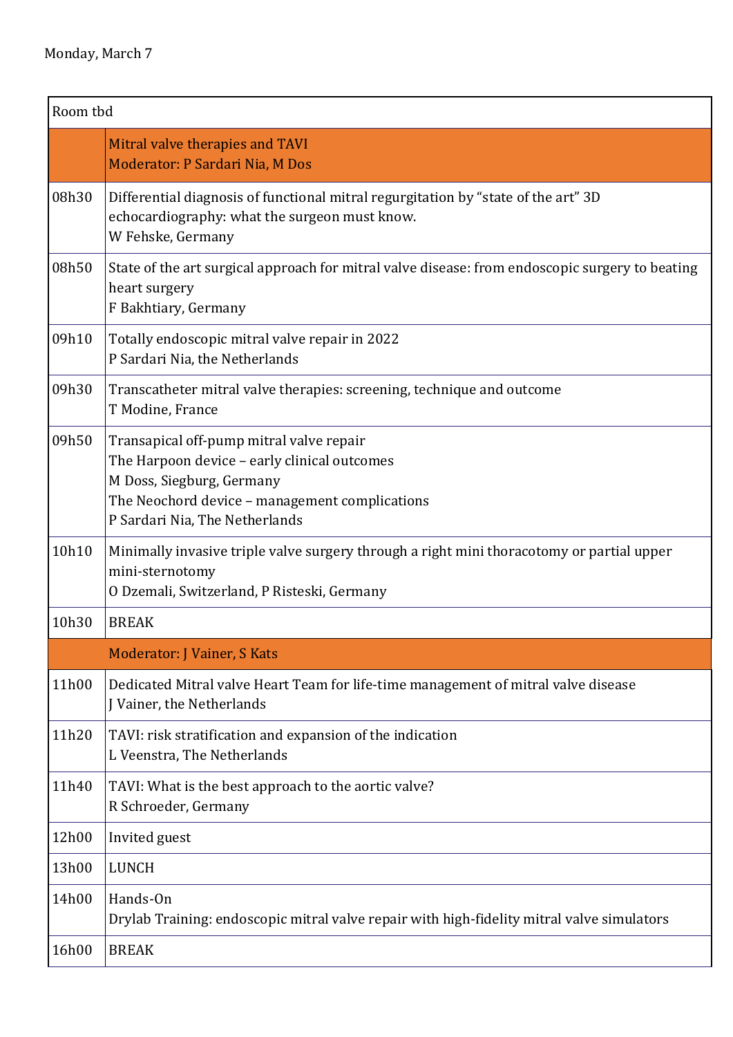Monday, March 7

| Room tbd | |
|---|---|
| | Mitral valve therapies and TAVI<br>Moderator: P Sardari Nia, M Dos |
| 08h30 | Differential diagnosis of functional mitral regurgitation by "state of the art" 3D echocardiography: what the surgeon must know.<br>W Fehske, Germany |
| 08h50 | State of the art surgical approach for mitral valve disease: from endoscopic surgery to beating heart surgery<br>F Bakhtiary, Germany |
| 09h10 | Totally endoscopic mitral valve repair in 2022<br>P Sardari Nia, the Netherlands |
| 09h30 | Transcatheter mitral valve therapies: screening, technique and outcome<br>T Modine, France |
| 09h50 | Transapical off-pump mitral valve repair<br>The Harpoon device – early clinical outcomes<br>M Doss, Siegburg, Germany<br>The Neochord device – management complications<br>P Sardari Nia, The Netherlands |
| 10h10 | Minimally invasive triple valve surgery through a right mini thoracotomy or partial upper mini-sternotomy<br>O Dzemali, Switzerland, P Risteski, Germany |
| 10h30 | BREAK |
| | Moderator: J Vainer, S Kats |
| 11h00 | Dedicated Mitral valve Heart Team for life-time management of mitral valve disease<br>J Vainer, the Netherlands |
| 11h20 | TAVI: risk stratification and expansion of the indication<br>L Veenstra, The Netherlands |
| 11h40 | TAVI: What is the best approach to the aortic valve?<br>R Schroeder, Germany |
| 12h00 | Invited guest |
| 13h00 | LUNCH |
| 14h00 | Hands-On<br>Drylab Training: endoscopic mitral valve repair with high-fidelity mitral valve simulators |
| 16h00 | BREAK |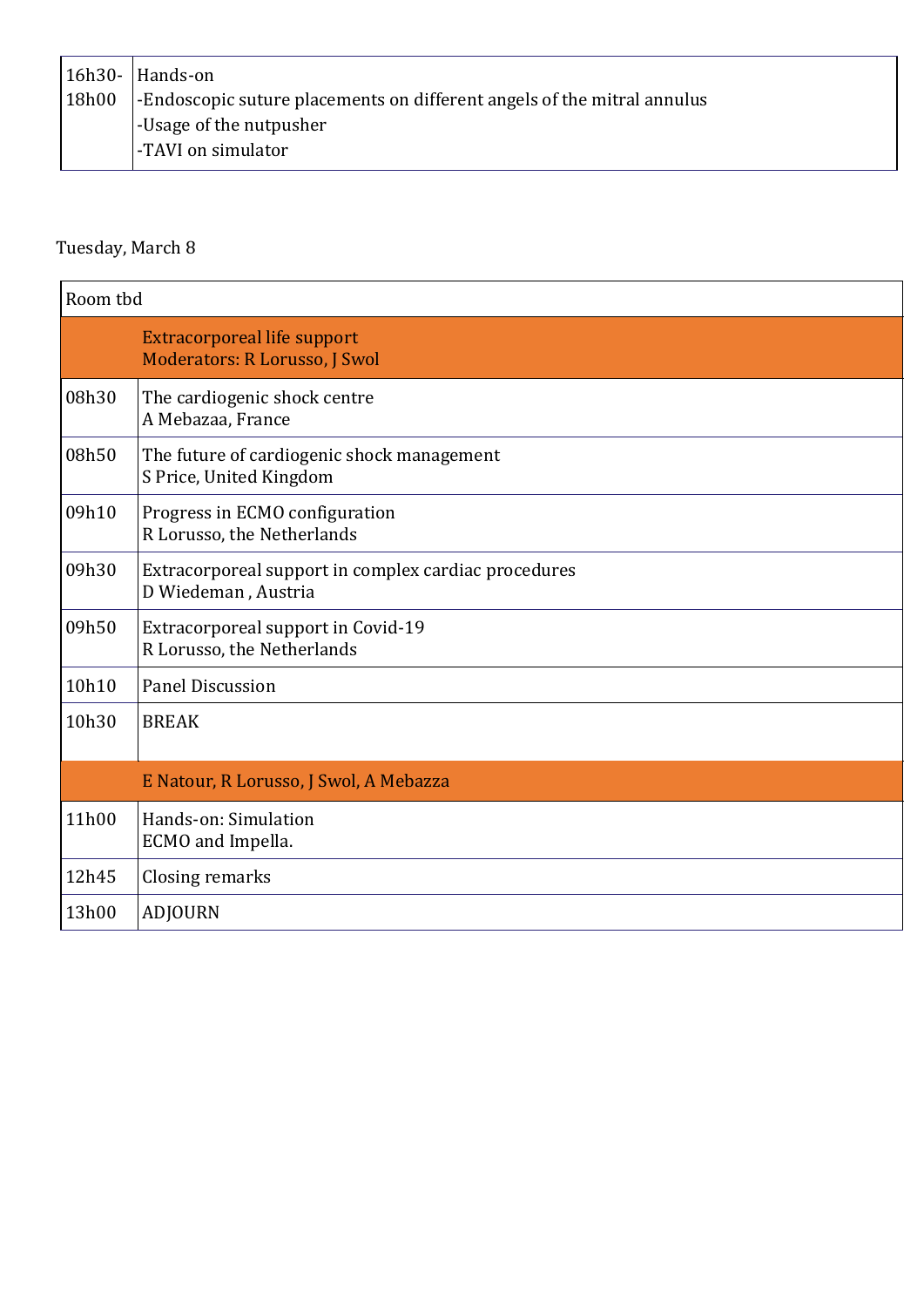| | |
|---|---|
| 16h30-18h00 | Hands-on<br>-Endoscopic suture placements on different angels of the mitral annulus<br>-Usage of the nutpusher<br>-TAVI on simulator |

Tuesday, March 8

| Room tbd | |
|---|---|
| | Extracorporeal life support<br>Moderators: R Lorusso, J Swol |
| 08h30 | The cardiogenic shock centre<br>A Mebazaa, France |
| 08h50 | The future of cardiogenic shock management<br>S Price, United Kingdom |
| 09h10 | Progress in ECMO configuration<br>R Lorusso, the Netherlands |
| 09h30 | Extracorporeal support in complex cardiac procedures<br>D Wiedeman , Austria |
| 09h50 | Extracorporeal support in Covid-19<br>R Lorusso, the Netherlands |
| 10h10 | Panel Discussion |
| 10h30 | BREAK |
| | E Natour, R Lorusso, J Swol, A Mebazza |
| 11h00 | Hands-on: Simulation<br>ECMO and Impella. |
| 12h45 | Closing remarks |
| 13h00 | ADJOURN |